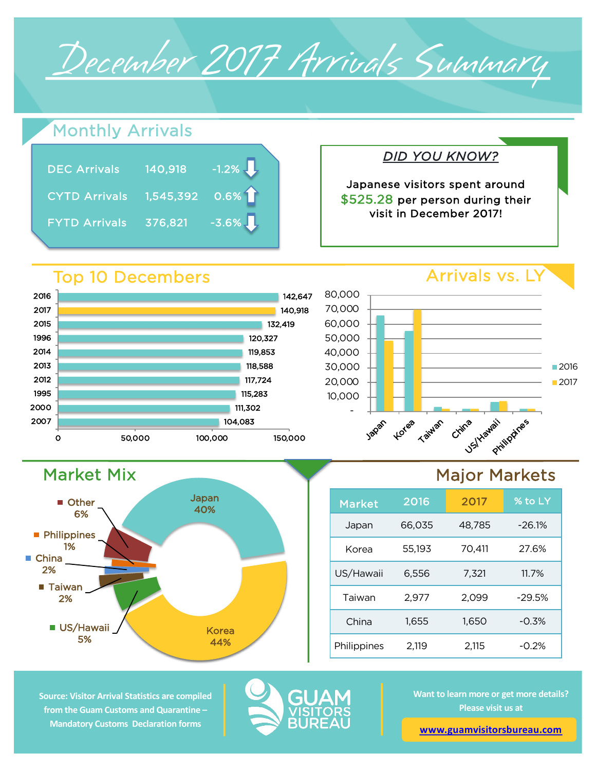# December 2017 Arrivals Summary

## Monthly Arrivals

| | | |
|---|---|---|
| DEC Arrivals | 140,918 | -1.2% ↓ |
| CYTD Arrivals | 1,545,392 | 0.6% ↑ |
| FYTD Arrivals | 376,821 | -3.6% ↓ |

**_DID YOU KNOW?_**

Japanese visitors spent around $525.28 per person during their visit in December 2017!

## Top 10 Decembers

| Year | Arrivals |
|---|---|
| 2016 | 142,647 |
| 2017 | 140,918 |
| 2015 | 132,419 |
| 1996 | 120,327 |
| 2014 | 119,853 |
| 2013 | 118,588 |
| 2012 | 117,724 |
| 1995 | 115,283 |
| 2000 | 111,302 |
| 2007 | 104,083 |

## Arrivals vs. LY

(Chart: 2016 vs. 2017 arrivals for Japan, Korea, Taiwan, China, US/Hawaii, Philippines)

## Market Mix

- Japan 40%
- Korea 44%
- US/Hawaii 5%
- Taiwan 2%
- China 2%
- Philippines 1%
- Other 6%

## Major Markets

| Market | 2016 | 2017 | % to LY |
|---|---|---|---|
| Japan | 66,035 | 48,785 | -26.1% |
| Korea | 55,193 | 70,411 | 27.6% |
| US/Hawaii | 6,556 | 7,321 | 11.7% |
| Taiwan | 2,977 | 2,099 | -29.5% |
| China | 1,655 | 1,650 | -0.3% |
| Philippines | 2,119 | 2,115 | -0.2% |

Source: Visitor Arrival Statistics are compiled from the Guam Customs and Quarantine – Mandatory Customs Declaration forms

GUAM VISITORS BUREAU

Want to learn more or get more details? Please visit us at

www.guamvisitorsbureau.com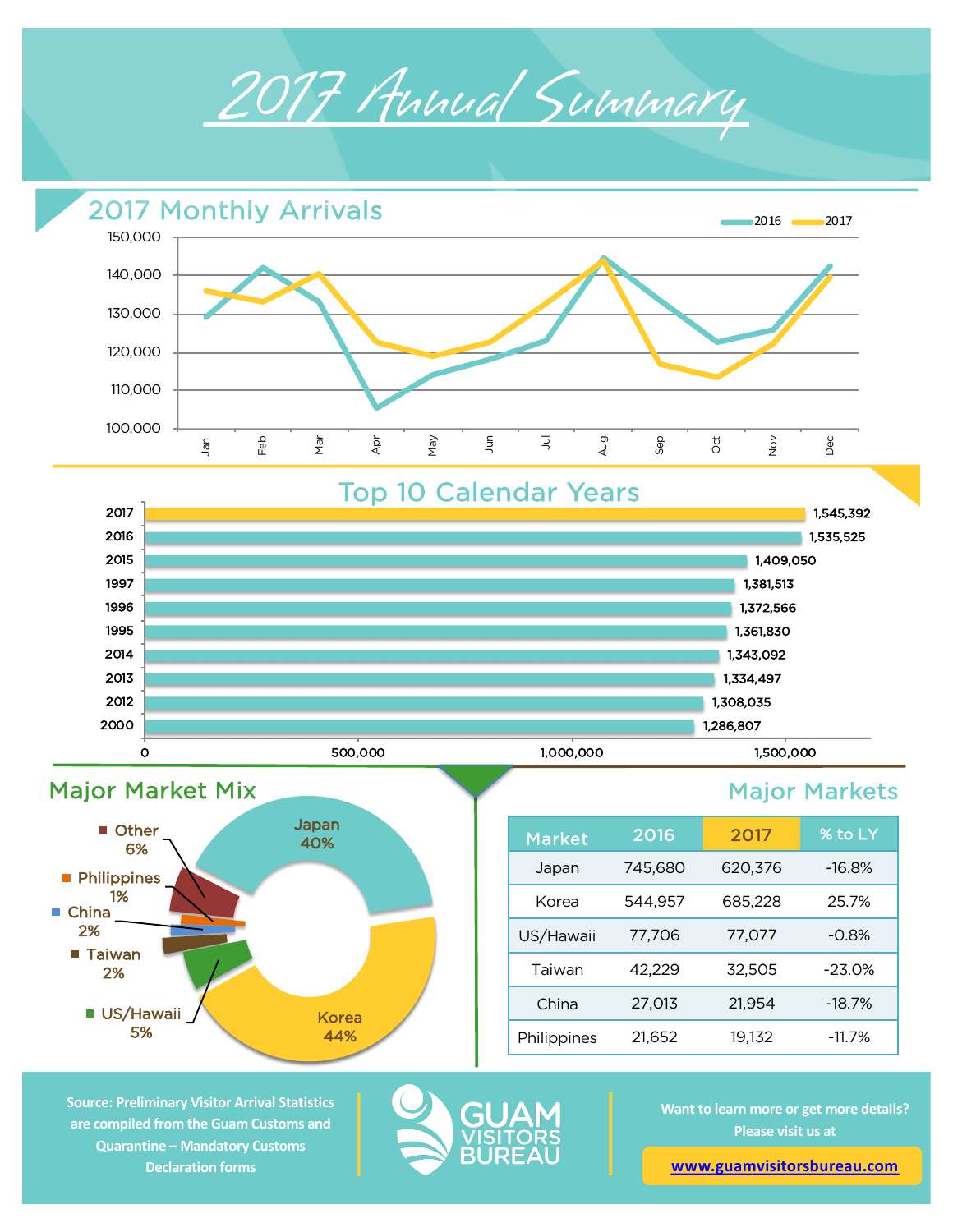# 2017 Annual Summary

## 2017 Monthly Arrivals

## Top 10 Calendar Years

| Year | Arrivals |
|---|---|
| 2017 | 1,545,392 |
| 2016 | 1,535,525 |
| 2015 | 1,409,050 |
| 1997 | 1,381,513 |
| 1996 | 1,372,566 |
| 1995 | 1,361,830 |
| 2014 | 1,343,092 |
| 2013 | 1,334,497 |
| 2012 | 1,308,035 |
| 2000 | 1,286,807 |

## Major Market Mix

- Japan 40%
- Korea 44%
- US/Hawaii 5%
- Taiwan 2%
- China 2%
- Philippines 1%
- Other 6%

## Major Markets

| Market | 2016 | 2017 | % to LY |
|---|---|---|---|
| Japan | 745,680 | 620,376 | -16.8% |
| Korea | 544,957 | 685,228 | 25.7% |
| US/Hawaii | 77,706 | 77,077 | -0.8% |
| Taiwan | 42,229 | 32,505 | -23.0% |
| China | 27,013 | 21,954 | -18.7% |
| Philippines | 21,652 | 19,132 | -11.7% |

**Source: Preliminary Visitor Arrival Statistics are compiled from the Guam Customs and Quarantine – Mandatory Customs Declaration forms**

GUAM VISITORS BUREAU

**Want to learn more or get more details? Please visit us at**

**www.guamvisitorsbureau.com**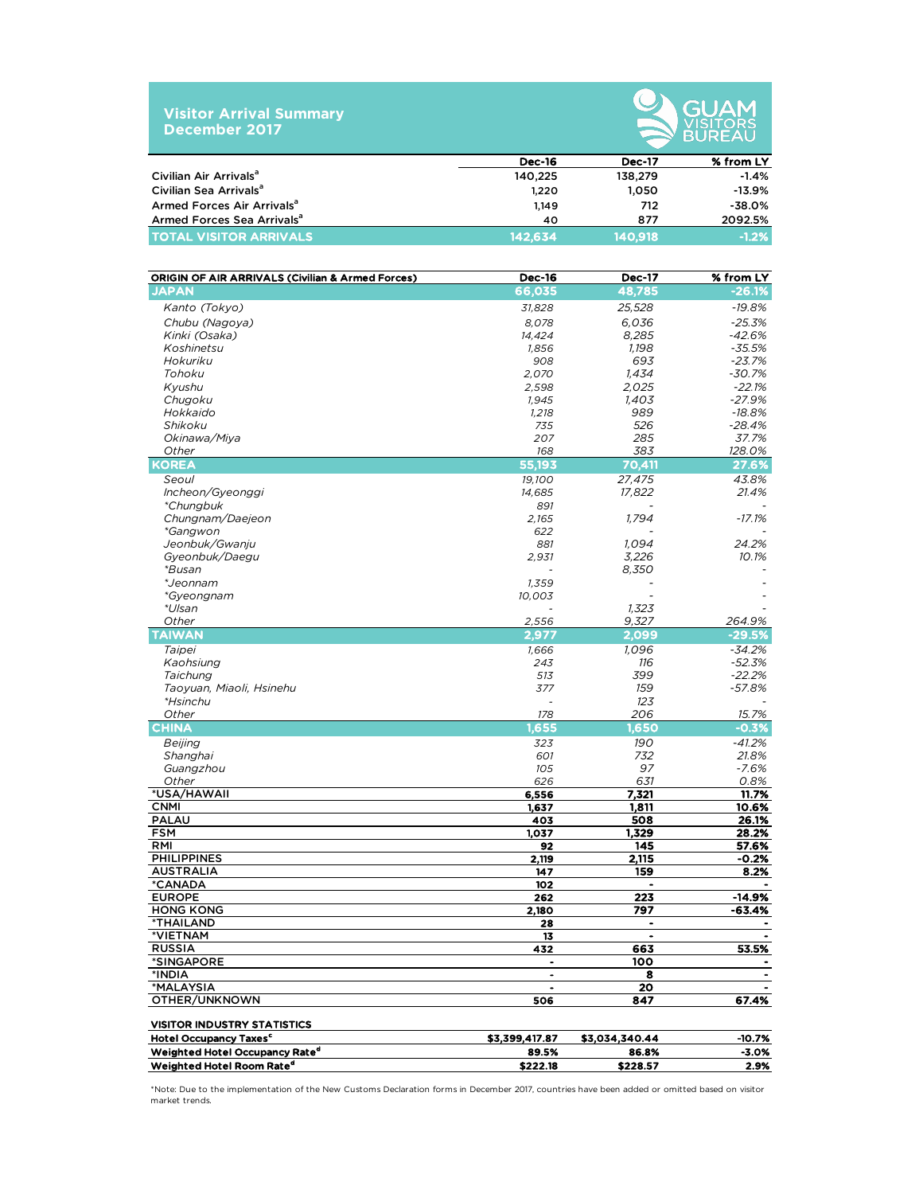# Visitor Arrival Summary
## December 2017

GUAM VISITORS BUREAU

| | Dec-16 | Dec-17 | % from LY |
|---|---|---|---|
| Civilian Air Arrivals[a] | 140,225 | 138,279 | -1.4% |
| Civilian Sea Arrivals[a] | 1,220 | 1,050 | -13.9% |
| Armed Forces Air Arrivals[a] | 1,149 | 712 | -38.0% |
| Armed Forces Sea Arrivals[a] | 40 | 877 | 2092.5% |
| **TOTAL VISITOR ARRIVALS** | **142,634** | **140,918** | **-1.2%** |

| ORIGIN OF AIR ARRIVALS (Civilian & Armed Forces) | Dec-16 | Dec-17 | % from LY |
|---|---|---|---|
| **JAPAN** | **66,035** | **48,785** | **-26.1%** |
| *Kanto (Tokyo)* | *31,828* | *25,528* | *-19.8%* |
| *Chubu (Nagoya)* | *8,078* | *6,036* | *-25.3%* |
| *Kinki (Osaka)* | *14,424* | *8,285* | *-42.6%* |
| *Koshinetsu* | *1,856* | *1,198* | *-35.5%* |
| *Hokuriku* | *908* | *693* | *-23.7%* |
| *Tohoku* | *2,070* | *1,434* | *-30.7%* |
| *Kyushu* | *2,598* | *2,025* | *-22.1%* |
| *Chugoku* | *1,945* | *1,403* | *-27.9%* |
| *Hokkaido* | *1,218* | *989* | *-18.8%* |
| *Shikoku* | *735* | *526* | *-28.4%* |
| *Okinawa/Miya* | *207* | *285* | *37.7%* |
| *Other* | *168* | *383* | *128.0%* |
| **KOREA** | **55,193** | **70,411** | **27.6%** |
| *Seoul* | *19,100* | *27,475* | *43.8%* |
| *Incheon/Gyeonggi* | *14,685* | *17,822* | *21.4%* |
| *\*Chungbuk* | *891* | - | - |
| *Chungnam/Daejeon* | *2,165* | *1,794* | *-17.1%* |
| *\*Gangwon* | *622* | - | - |
| *Jeonbuk/Gwanju* | *881* | *1,094* | *24.2%* |
| *Gyeonbuk/Daegu* | *2,931* | *3,226* | *10.1%* |
| *\*Busan* | - | *8,350* | - |
| *\*Jeonnam* | *1,359* | - | - |
| *\*Gyeongnam* | *10,003* | - | - |
| *\*Ulsan* | - | *1,323* | - |
| *Other* | *2,556* | *9,327* | *264.9%* |
| **TAIWAN** | **2,977** | **2,099** | **-29.5%** |
| *Taipei* | *1,666* | *1,096* | *-34.2%* |
| *Kaohsiung* | *243* | *116* | *-52.3%* |
| *Taichung* | *513* | *399* | *-22.2%* |
| *Taoyuan, Miaoli, Hsinehu* | *377* | *159* | *-57.8%* |
| *\*Hsinchu* | - | *123* | - |
| *Other* | *178* | *206* | *15.7%* |
| **CHINA** | **1,655** | **1,650** | **-0.3%** |
| *Beijing* | *323* | *190* | *-41.2%* |
| *Shanghai* | *601* | *732* | *21.8%* |
| *Guangzhou* | *105* | *97* | *-7.6%* |
| *Other* | *626* | *631* | *0.8%* |
| *USA/HAWAII | 6,556 | 7,321 | 11.7% |
| CNMI | 1,637 | 1,811 | 10.6% |
| PALAU | 403 | 508 | 26.1% |
| FSM | 1,037 | 1,329 | 28.2% |
| RMI | 92 | 145 | 57.6% |
| PHILIPPINES | 2,119 | 2,115 | -0.2% |
| AUSTRALIA | 147 | 159 | 8.2% |
| *CANADA | 102 | - | - |
| EUROPE | 262 | 223 | -14.9% |
| HONG KONG | 2,180 | 797 | -63.4% |
| *THAILAND | 28 | - | - |
| *VIETNAM | 13 | - | - |
| RUSSIA | 432 | 663 | 53.5% |
| *SINGAPORE | - | 100 | - |
| *INDIA | - | 8 | - |
| *MALAYSIA | - | 20 | - |
| OTHER/UNKNOWN | 506 | 847 | 67.4% |

| VISITOR INDUSTRY STATISTICS | | | |
|---|---|---|---|
| Hotel Occupancy Taxes[c] | $3,399,417.87 | $3,034,340.44 | -10.7% |
| Weighted Hotel Occupancy Rate[d] | 89.5% | 86.8% | -3.0% |
| Weighted Hotel Room Rate[d] | $222.18 | $228.57 | 2.9% |

*Note: Due to the implementation of the New Customs Declaration forms in December 2017, countries have been added or omitted based on visitor market trends.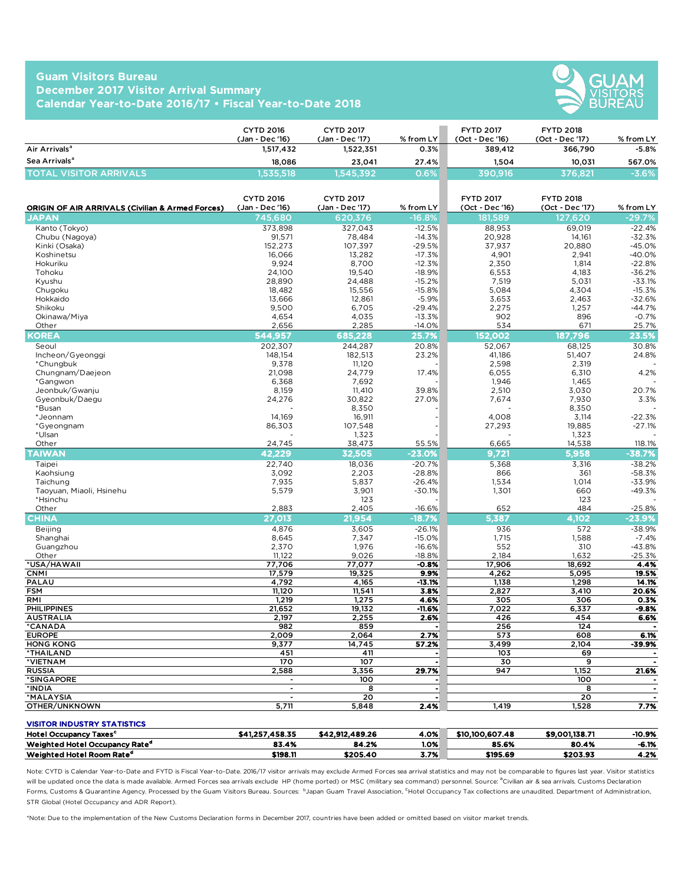# Guam Visitors Bureau
## December 2017 Visitor Arrival Summary
## Calendar Year-to-Date 2016/17 • Fiscal Year-to-Date 2018

| | CYTD 2016 (Jan - Dec '16) | CYTD 2017 (Jan - Dec '17) | % from LY | FYTD 2017 (Oct - Dec '16) | FYTD 2018 (Oct - Dec '17) | % from LY |
|---|---|---|---|---|---|---|
| Air Arrivals[a] | 1,517,432 | 1,522,351 | 0.3% | 389,412 | 366,790 | -5.8% |
| Sea Arrivals[a] | 18,086 | 23,041 | 27.4% | 1,504 | 10,031 | 567.0% |
| **TOTAL VISITOR ARRIVALS** | **1,535,518** | **1,545,392** | **0.6%** | **390,916** | **376,821** | **-3.6%** |

| ORIGIN OF AIR ARRIVALS (Civilian & Armed Forces) | CYTD 2016 (Jan - Dec '16) | CYTD 2017 (Jan - Dec '17) | % from LY | FYTD 2017 (Oct - Dec '16) | FYTD 2018 (Oct - Dec '17) | % from LY |
|---|---|---|---|---|---|---|
| **JAPAN** | **745,680** | **620,376** | **-16.8%** | **181,589** | **127,620** | **-29.7%** |
| Kanto (Tokyo) | 373,898 | 327,043 | -12.5% | 88,953 | 69,019 | -22.4% |
| Chubu (Nagoya) | 91,571 | 78,484 | -14.3% | 20,928 | 14,161 | -32.3% |
| Kinki (Osaka) | 152,273 | 107,397 | -29.5% | 37,937 | 20,880 | -45.0% |
| Koshinetsu | 16,066 | 13,282 | -17.3% | 4,901 | 2,941 | -40.0% |
| Hokuriku | 9,924 | 8,700 | -12.3% | 2,350 | 1,814 | -22.8% |
| Tohoku | 24,100 | 19,540 | -18.9% | 6,553 | 4,183 | -36.2% |
| Kyushu | 28,890 | 24,488 | -15.2% | 7,519 | 5,031 | -33.1% |
| Chugoku | 18,482 | 15,556 | -15.8% | 5,084 | 4,304 | -15.3% |
| Hokkaido | 13,666 | 12,861 | -5.9% | 3,653 | 2,463 | -32.6% |
| Shikoku | 9,500 | 6,705 | -29.4% | 2,275 | 1,257 | -44.7% |
| Okinawa/Miya | 4,654 | 4,035 | -13.3% | 902 | 896 | -0.7% |
| Other | 2,656 | 2,285 | -14.0% | 534 | 671 | 25.7% |
| **KOREA** | **544,957** | **685,228** | **25.7%** | **152,002** | **187,796** | **23.5%** |
| Seoul | 202,307 | 244,287 | 20.8% | 52,067 | 68,125 | 30.8% |
| Incheon/Gyeonggi | 148,154 | 182,513 | 23.2% | 41,186 | 51,407 | 24.8% |
| *Chungbuk | 9,378 | 11,120 | - | 2,598 | 2,319 | - |
| Chungnam/Daejeon | 21,098 | 24,779 | 17.4% | 6,055 | 6,310 | 4.2% |
| *Gangwon | 6,368 | 7,692 | - | 1,946 | 1,465 | - |
| Jeonbuk/Gwanju | 8,159 | 11,410 | 39.8% | 2,510 | 3,030 | 20.7% |
| Gyeonbuk/Daegu | 24,276 | 30,822 | 27.0% | 7,674 | 7,930 | 3.3% |
| *Busan | - | 8,350 | - | - | 8,350 | - |
| *Jeonnam | 14,169 | 16,911 | - | 4,008 | 3,114 | -22.3% |
| *Gyeongnam | 86,303 | 107,548 | - | 27,293 | 19,885 | -27.1% |
| *Ulsan | - | 1,323 | - | - | 1,323 | - |
| Other | 24,745 | 38,473 | 55.5% | 6,665 | 14,538 | 118.1% |
| **TAIWAN** | **42,229** | **32,505** | **-23.0%** | **9,721** | **5,958** | **-38.7%** |
| Taipei | 22,740 | 18,036 | -20.7% | 5,368 | 3,316 | -38.2% |
| Kaohsiung | 3,092 | 2,203 | -28.8% | 866 | 361 | -58.3% |
| Taichung | 7,935 | 5,837 | -26.4% | 1,534 | 1,014 | -33.9% |
| Taoyuan, Miaoli, Hsinehu | 5,579 | 3,901 | -30.1% | 1,301 | 660 | -49.3% |
| *Hsinchu | | 123 | - | | 123 | - |
| Other | 2,883 | 2,405 | -16.6% | 652 | 484 | -25.8% |
| **CHINA** | **27,013** | **21,954** | **-18.7%** | **5,387** | **4,102** | **-23.9%** |
| Beijing | 4,876 | 3,605 | -26.1% | 936 | 572 | -38.9% |
| Shanghai | 8,645 | 7,347 | -15.0% | 1,715 | 1,588 | -7.4% |
| Guangzhou | 2,370 | 1,976 | -16.6% | 552 | 310 | -43.8% |
| Other | 11,122 | 9,026 | -18.8% | 2,184 | 1,632 | -25.3% |
| *USA/HAWAII | 77,706 | 77,077 | -0.8% | 17,906 | 18,692 | 4.4% |
| CNMI | 17,579 | 19,325 | 9.9% | 4,262 | 5,095 | 19.5% |
| PALAU | 4,792 | 4,165 | -13.1% | 1,138 | 1,298 | 14.1% |
| FSM | 11,120 | 11,541 | 3.8% | 2,827 | 3,410 | 20.6% |
| RMI | 1,219 | 1,275 | 4.6% | 305 | 306 | 0.3% |
| PHILIPPINES | 21,652 | 19,132 | -11.6% | 7,022 | 6,337 | -9.8% |
| AUSTRALIA | 2,197 | 2,255 | 2.6% | 426 | 454 | 6.6% |
| *CANADA | 982 | 859 | - | 256 | 124 | - |
| EUROPE | 2,009 | 2,064 | 2.7% | 573 | 608 | 6.1% |
| HONG KONG | 9,377 | 14,745 | 57.2% | 3,499 | 2,104 | -39.9% |
| *THAILAND | 451 | 411 | - | 103 | 69 | - |
| *VIETNAM | 170 | 107 | - | 30 | 9 | - |
| RUSSIA | 2,588 | 3,356 | 29.7% | 947 | 1,152 | 21.6% |
| *SINGAPORE | - | 100 | - | | 100 | - |
| *INDIA | - | 8 | - | | 8 | - |
| *MALAYSIA | - | 20 | - | | 20 | - |
| OTHER/UNKNOWN | 5,711 | 5,848 | 2.4% | 1,419 | 1,528 | 7.7% |

| VISITOR INDUSTRY STATISTICS | CYTD 2016 | CYTD 2017 | % from LY | FYTD 2017 | FYTD 2018 | % from LY |
|---|---|---|---|---|---|---|
| Hotel Occupancy Taxes[c] | $41,257,458.35 | $42,912,489.26 | 4.0% | $10,100,607.48 | $9,001,138.71 | -10.9% |
| Weighted Hotel Occupancy Rate[d] | 83.4% | 84.2% | 1.0% | 85.6% | 80.4% | -6.1% |
| Weighted Hotel Room Rate[d] | $198.11 | $205.40 | 3.7% | $195.69 | $203.93 | 4.2% |

Note: CYTD is Calendar Year-to-Date and FYTD is Fiscal Year-to-Date. 2016/17 visitor arrivals may exclude Armed Forces sea arrival statistics and may not be comparable to figures last year. Visitor statistics will be updated once the data is made available. Armed Forces sea arrivals exclude HP (home ported) or MSC (military sea command) personnel. Source: [a]Civilian air & sea arrivals. Customs Declaration Forms, Customs & Quarantine Agency. Processed by the Guam Visitors Bureau. Sources: [b]Japan Guam Travel Association, [c]Hotel Occupancy Tax collections are unaudited. Department of Administration, STR Global (Hotel Occupancy and ADR Report).

*Note: Due to the implementation of the New Customs Declaration forms in December 2017, countries have been added or omitted based on visitor market trends.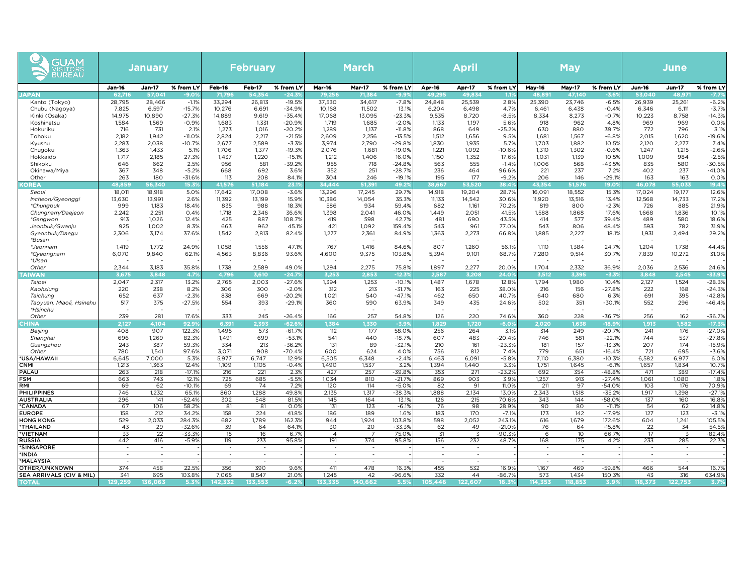| GUAM VISITORS BUREAU | January | | | February | | | March | | | April | | | May | | | June | | |
|---|---|---|---|---|---|---|---|---|---|---|---|---|---|---|---|---|---|---|
| | Jan-16 | Jan-17 | % from LY | Feb-16 | Feb-17 | % from LY | Mar-16 | Mar-17 | % from LY | Apr-16 | Apr-17 | % from LY | May-16 | May-17 | % from LY | Jun-16 | Jun-17 | % from LY |
| **JAPAN** | **62,716** | **57,041** | **-9.0%** | **71,796** | **54,354** | **-24.3%** | **79,256** | **71,384** | **-9.9%** | **49,295** | **49,834** | **1.1%** | **48,891** | **47,140** | **-3.6%** | **53,040** | **48,971** | **-7.7%** |
| Kanto (Tokyo) | 28,795 | 28,466 | -1.1% | 33,294 | 26,813 | -19.5% | 37,530 | 34,617 | -7.8% | 24,848 | 25,539 | 2.8% | 25,390 | 23,746 | -6.5% | 26,939 | 25,261 | -6.2% |
| Chubu (Nagoya) | 7,825 | 6,597 | -15.7% | 10,276 | 6,691 | -34.9% | 10,168 | 11,502 | 13.1% | 6,204 | 6,498 | 4.7% | 6,461 | 6,438 | -0.4% | 6,346 | 6,111 | -3.7% |
| Kinki (Osaka) | 14,975 | 10,890 | -27.3% | 14,889 | 9,619 | -35.4% | 17,068 | 13,095 | -23.3% | 9,535 | 8,720 | -8.5% | 8,334 | 8,273 | -0.7% | 10,223 | 8,758 | -14.3% |
| Koshinetsu | 1,584 | 1,569 | -0.9% | 1,683 | 1,331 | -20.9% | 1,719 | 1,685 | -2.0% | 1,133 | 1,197 | 5.6% | 918 | 962 | 4.8% | 969 | 969 | 0.0% |
| Hokuriku | 716 | 731 | 2.1% | 1,273 | 1,016 | -20.2% | 1,289 | 1,137 | -11.8% | 868 | 649 | -25.2% | 630 | 880 | 39.7% | 772 | 796 | 3.1% |
| Tohoku | 2,182 | 1,942 | -11.0% | 2,824 | 2,217 | -21.5% | 2,609 | 2,256 | -13.5% | 1,512 | 1,656 | 9.5% | 1,681 | 1,567 | -6.8% | 2,015 | 1,620 | -19.6% |
| Kyushu | 2,283 | 2,038 | -10.7% | 2,677 | 2,589 | -3.3% | 3,974 | 2,790 | -29.8% | 1,830 | 1,935 | 5.7% | 1,703 | 1,882 | 10.5% | 2,120 | 2,277 | 7.4% |
| Chugoku | 1,363 | 1,433 | 5.1% | 1,706 | 1,377 | -19.3% | 2,076 | 1,681 | -19.0% | 1,221 | 1,092 | -10.6% | 1,310 | 1,302 | -0.6% | 1,247 | 1,215 | -2.6% |
| Hokkaido | 1,717 | 2,185 | 27.3% | 1,437 | 1,220 | -15.1% | 1,212 | 1,406 | 16.0% | 1,150 | 1,352 | 17.6% | 1,031 | 1,139 | 10.5% | 1,009 | 984 | -2.5% |
| Shikoku | 646 | 662 | 2.5% | 956 | 581 | -39.2% | 955 | 718 | -24.8% | 563 | 555 | -1.4% | 1,006 | 568 | -43.5% | 835 | 580 | -30.5% |
| Okinawa/Miya | 367 | 348 | -5.2% | 668 | 692 | 3.6% | 352 | 251 | -28.7% | 236 | 464 | 96.6% | 221 | 237 | 7.2% | 402 | 237 | -41.0% |
| Other | 263 | 180 | -31.6% | 113 | 208 | 84.1% | 304 | 246 | -19.1% | 195 | 177 | -9.2% | 206 | 146 | -29.1% | 163 | 163 | 0.0% |
| **KOREA** | **48,859** | **56,340** | **15.3%** | **41,576** | **51,184** | **23.1%** | **34,444** | **51,391** | **49.2%** | **38,667** | **53,520** | **38.4%** | **43,354** | **51,576** | **19.0%** | **46,078** | **55,033** | **19.4%** |
| *Seoul* | 18,011 | 18,918 | 5.0% | 17,642 | 17,008 | -3.6% | 13,296 | 17,245 | 29.7% | 14,918 | 19,204 | 28.7% | 16,091 | 18,552 | 15.3% | 17,024 | 19,177 | 12.6% |
| *Incheon/Gyeonggi* | 13,630 | 13,991 | 2.6% | 11,392 | 13,199 | 15.9% | 10,386 | 14,054 | 35.3% | 11,133 | 14,542 | 30.6% | 11,920 | 13,516 | 13.4% | 12,568 | 14,733 | 17.2% |
| *\*Chungbuk* | 999 | 1,183 | 18.4% | 835 | 988 | 18.3% | 586 | 934 | 59.4% | 682 | 1,161 | 70.2% | 819 | 800 | -2.3% | 726 | 885 | 21.9% |
| *Chungnam/Daejeon* | 2,242 | 2,251 | 0.4% | 1,718 | 2,346 | 36.6% | 1,398 | 2,041 | 46.0% | 1,449 | 2,051 | 41.5% | 1,588 | 1,868 | 17.6% | 1,668 | 1,836 | 10.1% |
| *\*Gangwon* | 913 | 1,026 | 12.4% | 425 | 887 | 108.7% | 419 | 598 | 42.7% | 481 | 690 | 43.5% | 414 | 577 | 39.4% | 489 | 580 | 18.6% |
| *Jeonbuk/Gwanju* | 925 | 1,002 | 8.3% | 421 | 962 | 45.1% | 421 | 1,092 | 159.4% | 543 | 961 | 77.0% | 543 | 806 | 48.4% | 593 | 782 | 31.9% |
| *Gyeonbuk/Daegu* | 2,306 | 3,174 | 37.6% | 1,542 | 2,813 | 82.4% | 1,277 | 2,361 | 84.9% | 1,363 | 2,273 | 66.8% | 1,885 | 2,227 | 18.1% | 1,931 | 2,494 | 29.2% |
| *\*Busan* | - | - | | - | - | | - | - | | - | - | | - | - | | - | - | |
| *\*Jeonnam* | 1,419 | 1,772 | 24.9% | 1,058 | 1,556 | 47.1% | 767 | 1,416 | 84.6% | 807 | 1,260 | 56.1% | 1,110 | 1,384 | 24.7% | 1,204 | 1,738 | 44.4% |
| *\*Gyeongnam* | 6,070 | 9,840 | 62.1% | 4,563 | 8,836 | 93.6% | 4,600 | 9,375 | 103.8% | 5,394 | 9,101 | 68.7% | 7,280 | 9,514 | 30.7% | 7,839 | 10,272 | 31.0% |
| *\*Ulsan* | - | - | | - | - | | - | - | | - | - | | - | - | | - | - | |
| *Other* | 2,344 | 3,183 | 35.8% | 1,738 | 2,589 | 49.0% | 1,294 | 2,275 | 75.8% | 1,897 | 2,277 | 20.0% | 1,704 | 2,332 | 36.9% | 2,036 | 2,536 | 24.6% |
| **TAIWAN** | **3,675** | **3,848** | **4.7%** | **4,796** | **3,610** | **-24.7%** | **3,253** | **2,853** | **-12.3%** | **2,587** | **3,208** | **24.0%** | **3,512** | **3,395** | **-3.3%** | **3,848** | **2,545** | **-33.9%** |
| *Taipei* | 2,047 | 2,317 | 13.2% | 2,765 | 2,003 | -27.6% | 1,394 | 1,253 | -10.1% | 1,487 | 1,678 | 12.8% | 1,794 | 1,980 | 10.4% | 2,127 | 1,524 | -28.3% |
| *Kaohsiung* | 220 | 238 | 8.2% | 306 | 300 | -2.0% | 312 | 213 | -31.7% | 163 | 225 | 38.0% | 216 | 156 | -27.8% | 222 | 168 | -24.3% |
| *Taichung* | 652 | 637 | -2.3% | 838 | 669 | -20.2% | 1,021 | 540 | -47.1% | 462 | 650 | 40.7% | 640 | 680 | 6.3% | 691 | 395 | -42.8% |
| *Taoyuan, Miaoli, Hsinehu* | 517 | 375 | -27.5% | 554 | 393 | -29.1% | 360 | 590 | 63.9% | 349 | 435 | 24.6% | 502 | 351 | -30.1% | 552 | 296 | -46.4% |
| *\*Hsinchu* | - | - | | - | - | | - | - | | - | - | | - | - | | - | - | |
| *Other* | 239 | 281 | 17.6% | 333 | 245 | -26.4% | 166 | 257 | 54.8% | 126 | 220 | 74.6% | 360 | 228 | -36.7% | 256 | 162 | -36.7% |
| **CHINA** | **2,127** | **4,104** | **92.9%** | **6,391** | **2,393** | **-62.6%** | **1,384** | **1,330** | **-3.9%** | **1,829** | **1,720** | **-6.0%** | **2,020** | **1,638** | **-18.9%** | **1,913** | **1,582** | **-17.3%** |
| *Beijing* | 408 | 907 | 122.3% | 1,495 | 573 | -61.7% | 112 | 177 | 58.0% | 256 | 264 | 3.1% | 314 | 249 | -20.7% | 241 | 176 | -27.0% |
| *Shanghai* | 696 | 1,269 | 82.3% | 1,491 | 699 | -53.1% | 541 | 440 | -18.7% | 607 | 483 | -20.4% | 746 | 581 | -22.1% | 744 | 537 | -27.8% |
| *Guangzhou* | 243 | 387 | 59.3% | 334 | 213 | -36.2% | 131 | 89 | -32.1% | 210 | 161 | -23.3% | 181 | 157 | -13.3% | 207 | 174 | -15.9% |
| *Other* | 780 | 1,541 | 97.6% | 3,071 | 908 | -70.4% | 600 | 624 | 4.0% | 756 | 812 | 7.4% | 779 | 651 | -16.4% | 721 | 695 | -3.6% |
| **\*USA/HAWAII** | 6,645 | 7,000 | 5.3% | 5,977 | 6,747 | 12.9% | 6,505 | 6,348 | -2.4% | 6,463 | 6,091 | -5.8% | 7,110 | 6,380 | -10.3% | 6,582 | 6,977 | 6.0% |
| **CNMI** | 1,213 | 1,363 | 12.4% | 1,109 | 1,105 | -0.4% | 1,490 | 1,537 | 3.2% | 1,394 | 1,440 | 3.3% | 1,751 | 1,645 | -6.1% | 1,657 | 1,834 | 10.7% |
| **PALAU** | 263 | 218 | -17.1% | 216 | 221 | 2.3% | 427 | 257 | -39.8% | 353 | 271 | -23.2% | 692 | 354 | -48.8% | 471 | 389 | -17.4% |
| **FSM** | 663 | 743 | 12.1% | 725 | 685 | -5.5% | 1,034 | 810 | -21.7% | 869 | 903 | 3.9% | 1,257 | 913 | -27.4% | 1,061 | 1,080 | 1.8% |
| **RMI** | 69 | 62 | -10.1% | 69 | 74 | 7.2% | 120 | 114 | -5.0% | 82 | 91 | 11.0% | 211 | 97 | -54.0% | 103 | 176 | 70.9% |
| **PHILIPPINES** | 746 | 1,232 | 65.1% | 860 | 1,288 | 49.8% | 2,135 | 1,317 | -38.3% | 1,888 | 2,134 | 13.0% | 2,343 | 1,518 | -35.2% | 1,917 | 1,398 | -27.1% |
| **AUSTRALIA** | 296 | 141 | -52.4% | 302 | 548 | 81.5% | 145 | 164 | 13.1% | 126 | 215 | 70.6% | 343 | 144 | -58.0% | 137 | 160 | 16.8% |
| **\*CANADA** | 67 | 106 | 58.2% | 81 | 81 | 0.0% | 131 | 123 | -6.1% | 76 | 98 | 28.9% | 90 | 80 | -11.1% | 54 | 62 | 14.8% |
| **EUROPE** | 158 | 212 | 34.2% | 158 | 224 | 41.8% | 186 | 189 | 1.6% | 183 | 170 | -7.1% | 173 | 142 | -17.9% | 127 | 123 | -3.1% |
| **HONG KONG** | 529 | 2,033 | 284.3% | 682 | 1,789 | 162.3% | 944 | 1,924 | 103.8% | 598 | 2,052 | 243.1% | 616 | 1,679 | 172.6% | 604 | 1,241 | 105.5% |
| **\*THAILAND** | 43 | 29 | -32.6% | 39 | 64 | 64.1% | 30 | 20 | -33.3% | 62 | 49 | -21.0% | 76 | 64 | -15.8% | 22 | 34 | 54.5% |
| **\*VIETNAM** | 33 | 22 | -33.3% | 15 | 16 | 6.7% | 4 | 7 | 75.0% | 31 | 3 | -90.3% | 6 | 10 | 66.7% | 17 | 3 | -82.4% |
| **RUSSIA** | 442 | 416 | -5.9% | 119 | 233 | 95.8% | 191 | 374 | 95.8% | 156 | 232 | 48.7% | 168 | 175 | 4.2% | 233 | 285 | 22.3% |
| **\*SINGAPORE** | - | - | - | - | - | - | - | - | - | - | - | - | - | - | - | - | - | - |
| **\*INDIA** | - | - | - | - | - | - | - | - | - | - | - | - | - | - | - | - | - | - |
| **\*MALAYSIA** | - | - | - | - | - | - | - | - | - | - | - | - | - | - | - | - | - | - |
| **OTHER/UNKNOWN** | 374 | 458 | 22.5% | 356 | 390 | 9.6% | 411 | 478 | 16.3% | 455 | 532 | 16.9% | 1,167 | 469 | -59.8% | 466 | 544 | 16.7% |
| **SEA ARRIVALS (CIV & MIL)** | 341 | 695 | 103.8% | 7,065 | 8,547 | 21.0% | 1,245 | 42 | -96.6% | 332 | 44 | -86.7% | 573 | 1,434 | 150.3% | 43 | 316 | 634.9% |
| **TOTAL** | **129,259** | **136,063** | **5.3%** | **142,332** | **133,553** | **-6.2%** | **133,335** | **140,662** | **5.5%** | **105,446** | **122,607** | **16.3%** | **114,353** | **118,853** | **3.9%** | **118,373** | **122,753** | **3.7%** |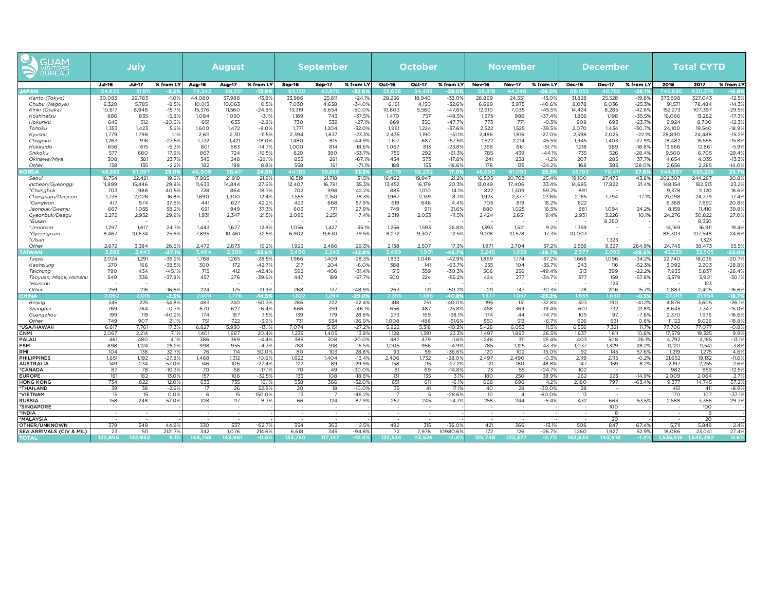| GUAM VISITORS BUREAU | July | | | August | | | September | | | October | | | November | | | December | | | Total CYTD | | |
|---|---|---|---|---|---|---|---|---|---|---|---|---|---|---|---|---|---|---|---|---|---|
| | Jul-16 | Jul-17 | % from LY | Aug-16 | Aug-17 | % from LY | Sep-16 | Sep-17 | % from LY | Oct-16 | Oct-17 | % from LY | Nov-16 | Nov-17 | % from LY | Dec-16 | Dec-17 | % from LY | 2016 | 2017 | % from LY |
| **JAPAN** | 54,625 | 51,811 | -5.2% | 79,342 | 68,351 | -13.9% | 65,130 | 43,870 | -32.6% | 55,636 | 34,489 | -38.0% | 59,918 | 44,346 | -26.0% | 66,035 | 48,785 | -26.1% | 745,680 | 620,376 | -16.8% |
| *Kanto (Tokyo)* | 30,083 | 29,783 | -1.0% | 44,080 | 37,988 | -13.8% | 33,986 | 25,811 | -24.1% | 28,256 | 18,940 | -33.0% | 28,869 | 24,551 | -15.0% | 31,828 | 25,528 | -19.8% | 373,898 | 327,043 | -12.5% |
| *Chubu (Nagoya)* | 6,320 | 5,785 | -8.5% | 10,013 | 10,063 | 0.5% | 7,030 | 4,638 | -34.0% | 6,161 | 4,150 | -32.6% | 6,689 | 3,975 | -40.6% | 8,078 | 6,036 | -25.3% | 91,571 | 78,484 | -14.3% |
| *Kinki (Osaka)* | 10,617 | 8,948 | -15.7% | 15,376 | 11,560 | -24.8% | 13,319 | 6,654 | -50.0% | 10,603 | 5,560 | -47.6% | 12,910 | 7,035 | -45.5% | 14,424 | 8,285 | -42.6% | 152,273 | 107,397 | -29.5% |
| *Koshinetsu* | 886 | 835 | -5.8% | 1,084 | 1,050 | -3.1% | 1,189 | 743 | -37.5% | 1,470 | 757 | -48.5% | 1,575 | 986 | -37.4% | 1,856 | 1,198 | -35.5% | 16,066 | 13,282 | -17.3% |
| *Hokuriku* | 645 | 512 | -20.6% | 651 | 633 | -2.8% | 730 | 532 | -27.1% | 669 | 350 | -47.7% | 773 | 771 | -0.3% | 908 | 693 | -23.7% | 9,924 | 8,700 | -12.3% |
| *Tohoku* | 1,353 | 1,423 | 5.2% | 1,600 | 1,472 | -8.0% | 1,771 | 1,204 | -32.0% | 1,961 | 1,224 | -37.6% | 2,522 | 1,525 | -39.5% | 2,070 | 1,434 | -30.7% | 24,100 | 19,540 | -18.9% |
| *Kyushu* | 1,779 | 1,798 | 1.1% | 2,611 | 2,311 | -11.5% | 2,394 | 1,837 | -23.3% | 2,435 | 1,190 | -51.1% | 2,486 | 1,816 | -27.0% | 2,598 | 2,025 | -22.1% | 28,890 | 24,488 | -15.2% |
| *Chugoku* | 1,263 | 916 | -27.5% | 1,732 | 1,421 | -18.0% | 1,480 | 815 | -44.9% | 1,617 | 687 | -57.5% | 1,522 | 2,214 | 45.5% | 1,945 | 1,403 | -27.9% | 18,482 | 15,556 | -15.8% |
| *Hokkaido* | 656 | 615 | -6.3% | 801 | 683 | -14.7% | 1,000 | 814 | -18.6% | 1,067 | 813 | -23.8% | 1,368 | 661 | -51.7% | 1,218 | 989 | -18.8% | 13,666 | 12,861 | -5.9% |
| *Shikoku* | 577 | 680 | 17.9% | 867 | 724 | -16.5% | 820 | 380 | -53.7% | 755 | 292 | -61.3% | 785 | 439 | -44.1% | 735 | 526 | -28.4% | 9,500 | 6,705 | -29.4% |
| *Okinawa/Miya* | 308 | 381 | 23.7% | 345 | 248 | -28.1% | 853 | 281 | -67.1% | 454 | 373 | -17.8% | 241 | 238 | -1.2% | 207 | 285 | 37.7% | 4,654 | 4,035 | -13.3% |
| *Other* | 138 | 135 | -2.2% | 182 | 198 | 8.8% | 558 | 161 | -71.1% | 188 | 153 | -18.6% | 178 | 135 | -24.2% | 168 | 383 | 128.0% | 2,656 | 2,285 | -14.0% |
| **KOREA** | 48,883 | 61,097 | 25.0% | 46,909 | 58,411 | 24.5% | 44,185 | 58,880 | 33.3% | 48,119 | 56,292 | 17.0% | 48,690 | 61,093 | 25.5% | 55,193 | 70,411 | 27.6% | 544,957 | 685,228 | 25.7% |
| *Seoul* | 18,754 | 22,421 | 19.6% | 17,985 | 21,919 | 21.9% | 16,519 | 21,718 | 31.5% | 16,462 | 19,947 | 21.2% | 16,505 | 20,703 | 25.4% | 19,100 | 27,475 | 43.8% | 202,307 | 244,287 | 20.8% |
| *Incheon/Gyeonggi* | 11,899 | 15,446 | 29.8% | 11,633 | 14,844 | 27.6% | 12,407 | 16,781 | 35.3% | 13,452 | 16,179 | 20.3% | 13,049 | 17,406 | 33.4% | 14,685 | 17,822 | 21.4% | 148,154 | 182,513 | 23.2% |
| *\*Chungbuk* | 703 | 988 | 40.5% | 728 | 864 | 18.7% | 702 | 998 | 42.2% | 885 | 1,010 | 14.1% | 822 | 1,309 | 59.2% | 891 | - | | 9,378 | 11,120 | 18.6% |
| *Chungnam/Daejeon* | 1,735 | 2,026 | 16.8% | 1,690 | 1,900 | 12.4% | 1,555 | 2,150 | 38.3% | 1,967 | 2,139 | 8.7% | 1,923 | 2,377 | 23.6% | 2,165 | 1,794 | -17.1% | 21,098 | 24,779 | 17.4% |
| *\*Gangwon* | 417 | 574 | 37.6% | 441 | 627 | 42.2% | 423 | 668 | 57.9% | 619 | 646 | 4.4% | 705 | 819 | 16.2% | 622 | - | | 6,368 | 7,692 | 20.8% |
| *Jeonbuk/Gwanju* | 667 | 1,055 | 58.2% | 691 | 949 | 37.3% | 603 | 771 | 27.9% | 749 | 911 | 21.6% | 880 | 1,025 | 16.5% | 881 | 1,094 | 24.2% | 8,159 | 11,410 | 39.8% |
| *Gyeonbuk/Daegu* | 2,272 | 2,952 | 29.9% | 1,931 | 2,347 | 21.5% | 2,095 | 2,251 | 7.4% | 2,319 | 2,053 | -11.5% | 2,424 | 2,651 | 9.4% | 2,931 | 3,226 | 10.1% | 24,276 | 30,822 | 27.0% |
| *\*Busan* | - | - | | - | - | | - | - | | - | - | | - | - | | - | 8,350 | | - | 8,350 | |
| *\*Jeonnam* | 1,297 | 1,617 | 24.7% | 1,443 | 1,627 | 12.8% | 1,056 | 1,427 | 35.1% | 1,256 | 1,593 | 26.8% | 1,393 | 1,521 | 9.2% | 1,359 | - | | 14,169 | 16,911 | 19.4% |
| *\*Gyeongnam* | 8,467 | 10,634 | 25.6% | 7,895 | 10,461 | 32.5% | 6,902 | 9,630 | 39.5% | 8,272 | 9,307 | 12.5% | 9,018 | 10,578 | 17.3% | 10,003 | - | | 86,303 | 107,548 | 24.6% |
| *\*Ulsan* | - | - | | - | - | | - | - | | - | - | | - | - | | - | 1,323 | | - | 1,323 | |
| *Other* | 2,672 | 3,384 | 26.6% | 2,472 | 2,873 | 16.2% | 1,923 | 2,486 | 29.3% | 2,138 | 2,507 | 17.3% | 1,971 | 2,704 | 37.2% | 2,556 | 9,327 | 264.9% | 24,745 | 38,473 | 55.5% |
| **TAIWAN** | 3,883 | 2,443 | -37.1% | 3,464 | 2,300 | -33.6% | 3,490 | 2,345 | -32.8% | 3,499 | 1,901 | -45.7% | 3,245 | 1,958 | -39.7% | 2,977 | 2,099 | -29.5% | 42,229 | 32,505 | -23.0% |
| *Taipei* | 2,024 | 1,291 | -36.2% | 1,768 | 1,265 | -28.5% | 1,966 | 1,409 | -28.3% | 1,833 | 1,046 | -42.9% | 1,869 | 1,174 | -37.2% | 1,666 | 1,096 | -34.2% | 22,740 | 18,036 | -20.7% |
| *Kaohsiung* | 270 | 166 | -38.5% | 300 | 172 | -42.7% | 217 | 204 | -6.0% | 388 | 141 | -63.7% | 235 | 104 | -55.7% | 243 | 116 | -52.3% | 3,092 | 2,203 | -28.8% |
| *Taichung* | 790 | 434 | -45.1% | 715 | 412 | -42.4% | 592 | 406 | -31.4% | 515 | 359 | -30.3% | 506 | 256 | -49.4% | 513 | 399 | -22.2% | 7,935 | 5,837 | -26.4% |
| *Taoyuan, Miaoli, Hsinehu* | 540 | 336 | -37.8% | 457 | 276 | -39.6% | 447 | 189 | -57.7% | 500 | 224 | -55.2% | 424 | 277 | -34.7% | 377 | 159 | -57.8% | 5,579 | 3,901 | -30.1% |
| *\*Hsinchu* | - | - | | - | - | | - | - | | - | - | | - | - | | - | 123 | | - | 123 | |
| *Other* | 259 | 216 | -16.6% | 224 | 175 | -21.9% | 268 | 137 | -48.9% | 263 | 131 | -50.2% | 211 | 147 | -30.3% | 178 | 206 | 15.7% | 2,883 | 2,405 | -16.6% |
| **CHINA** | 2,062 | 2,015 | -2.3% | 2,078 | 1,776 | -14.5% | 1,822 | 1,294 | -29.0% | 2,355 | 1,395 | -40.8% | 1,377 | 1,057 | -23.2% | 1,655 | 1,650 | -0.3% | 27,013 | 21,954 | -18.7% |
| *Beijing* | 345 | 225 | -34.8% | 483 | 240 | -50.3% | 286 | 222 | -22.4% | 418 | 251 | -40.0% | 195 | 131 | -32.8% | 323 | 190 | -41.2% | 4,876 | 3,605 | -26.1% |
| *Shanghai* | 769 | 764 | -0.7% | 670 | 627 | -6.4% | 666 | 359 | -46.1% | 656 | 487 | -25.8% | 458 | 369 | -19.4% | 601 | 732 | 21.8% | 8,645 | 7,347 | -15.0% |
| *Guangzhou* | 199 | 119 | -40.2% | 174 | 187 | 7.5% | 139 | 179 | 28.8% | 273 | 169 | -38.1% | 174 | 44 | -74.7% | 105 | 97 | -7.6% | 2,370 | 1,976 | -16.6% |
| *Other* | 749 | 907 | 21.1% | 751 | 722 | -3.9% | 731 | 534 | -26.9% | 1,008 | 488 | -51.6% | 550 | 513 | -6.7% | 626 | 631 | 0.8% | 11,122 | 9,026 | -18.8% |
| *USA/HAWAII | 6,617 | 7,761 | 17.3% | 6,827 | 5,930 | -13.1% | 7,074 | 5,151 | -27.2% | 5,922 | 5,318 | -10.2% | 5,428 | 6,053 | 11.5% | 6,556 | 7,321 | 11.7% | 77,706 | 77,077 | -0.8% |
| CNMI | 2,067 | 2,214 | 7.1% | 1,401 | 1,687 | 20.4% | 1,235 | 1,405 | 13.8% | 1,128 | 1,391 | 23.3% | 1,497 | 1,893 | 26.5% | 1,637 | 1,811 | 10.6% | 17,579 | 19,325 | 9.9% |
| PALAU | 461 | 480 | 4.1% | 386 | 369 | -4.4% | 385 | 308 | -20.0% | 487 | 479 | -1.6% | 248 | 311 | 25.4% | 403 | 508 | 26.1% | 4,792 | 4,165 | -13.1% |
| FSM | 898 | 1,124 | 25.2% | 998 | 955 | -4.3% | 788 | 918 | 16.5% | 1,005 | 956 | -4.9% | 785 | 1,125 | 43.3% | 1,037 | 1,329 | 28.2% | 11,120 | 11,541 | 3.8% |
| RMI | 104 | 138 | 32.7% | 76 | 114 | 50.0% | 80 | 103 | 28.8% | 93 | 59 | -36.6% | 120 | 102 | -15.0% | 92 | 145 | 57.6% | 1,219 | 1,275 | 4.6% |
| PHILIPPINES | 1,651 | 1,192 | -27.8% | 1,468 | 1,312 | -10.6% | 1,622 | 1,404 | -13.4% | 2,406 | 1,732 | -28.0% | 2,497 | 2,490 | -0.3% | 2,119 | 2,115 | -0.2% | 21,652 | 19,132 | -11.6% |
| AUSTRALIA | 149 | 234 | 57.0% | 146 | 106 | -27.4% | 127 | 89 | -29.9% | 158 | 115 | -27.2% | 121 | 180 | 48.8% | 147 | 159 | 8.2% | 2,197 | 2,255 | 2.6% |
| *CANADA | 87 | 78 | -10.3% | 70 | 58 | -17.1% | 70 | 49 | -30.0% | 81 | 69 | -14.8% | 73 | 55 | -24.7% | 102 | - | | 982 | 859 | -12.5% |
| EUROPE | 161 | 182 | 13.0% | 157 | 106 | -32.5% | 133 | 108 | -18.8% | 131 | 135 | 3.1% | 180 | 250 | 38.9% | 262 | 223 | -14.9% | 2,009 | 2,064 | 2.7% |
| HONG KONG | 734 | 822 | 12.0% | 633 | 735 | 16.1% | 538 | 366 | -32.0% | 651 | 611 | -6.1% | 668 | 696 | 4.2% | 2,180 | 797 | -63.4% | 9,377 | 14,745 | 57.2% |
| *THAILAND | 39 | 38 | -2.6% | 17 | 26 | 52.9% | 20 | 18 | -10.0% | 35 | 41 | 17.1% | 40 | 28 | -30.0% | 28 | - | | 451 | 411 | -8.9% |
| *VIETNAM | 15 | 15 | 0.0% | 6 | 15 | 150.0% | 13 | 7 | -46.2% | 7 | 5 | -28.6% | 10 | 4 | -60.0% | 13 | - | | 170 | 107 | -37.1% |
| RUSSIA | 158 | 248 | 57.0% | 108 | 117 | 8.3% | 66 | 124 | 87.9% | 257 | 245 | -4.7% | 258 | 244 | -5.4% | 432 | 663 | 53.5% | 2,588 | 3,356 | 29.7% |
| *SINGAPORE | - | - | | - | - | | - | - | | - | - | | - | - | | - | 100 | | - | 100 | |
| *INDIA | - | - | | - | - | | - | - | | - | - | | - | - | | - | 8 | | - | 8 | |
| *MALAYSIA | - | - | | - | - | | - | - | | - | - | | - | - | | - | 20 | | - | 20 | |
| OTHER/UNKNOWN | 379 | 549 | 44.9% | 330 | 537 | 62.7% | 354 | 363 | 2.5% | 492 | 315 | -36.0% | 421 | 366 | -13.1% | 506 | 847 | 67.4% | 5,711 | 5,848 | 2.4% |
| SEA ARRIVALS (CIV & MIL) | 23 | 511 | 2121.7% | 342 | 1,076 | 214.6% | 6,618 | 345 | -94.8% | 72 | 7,978 | 10980.6% | 172 | 126 | -26.7% | 1,260 | 1,927 | 52.9% | 18,086 | 23,041 | 27.4% |
| **TOTAL** | 122,996 | 132,952 | 8.1% | 144,758 | 143,981 | -0.5% | 133,750 | 117,147 | -12.4% | 122,534 | 113,526 | -7.4% | 125,748 | 122,377 | -2.7% | 142,634 | 140,918 | -1.2% | 1,535,518 | 1,545,392 | 0.6% |